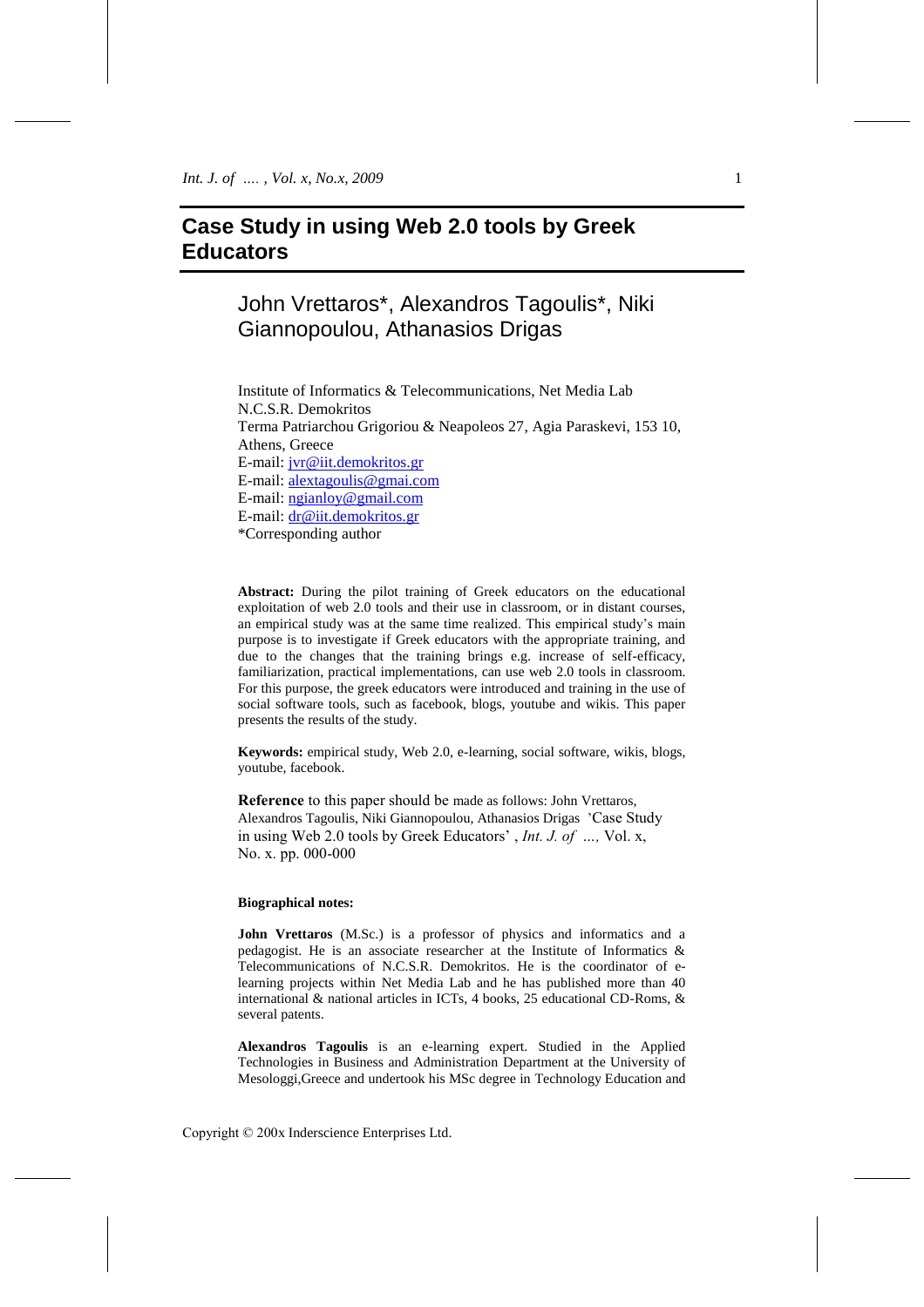# Case Study in using Web 2.0 tools by Greek Educators

## John Vrettaros*, Alexandros Tagoulis*, Niki Giannopoulou, Athanasios Drigas

Institute of Informatics & Telecommunications, Net Media Lab
N.C.S.R. Demokritos
Terma Patriarchou Grigoriou & Neapoleos 27, Agia Paraskevi, 153 10, Athens, Greece
E-mail: jvr@iit.demokritos.gr
E-mail: alextagoulis@gmai.com
E-mail: ngianloy@gmail.com
E-mail: dr@iit.demokritos.gr
*Corresponding author

**Abstract:** During the pilot training of Greek educators on the educational exploitation of web 2.0 tools and their use in classroom, or in distant courses, an empirical study was at the same time realized. This empirical study's main purpose is to investigate if Greek educators with the appropriate training, and due to the changes that the training brings e.g. increase of self-efficacy, familiarization, practical implementations, can use web 2.0 tools in classroom. For this purpose, the greek educators were introduced and training in the use of social software tools, such as facebook, blogs, youtube and wikis. This paper presents the results of the study.

**Keywords:** empirical study, Web 2.0, e-learning, social software, wikis, blogs, youtube, facebook.

**Reference** to this paper should be made as follows: John Vrettaros, Alexandros Tagoulis, Niki Giannopoulou, Athanasios Drigas 'Case Study in using Web 2.0 tools by Greek Educators', *Int. J. of …,* Vol. x, No. x. pp. 000-000

**Biographical notes:**

**John Vrettaros** (M.Sc.) is a professor of physics and informatics and a pedagogist. He is an associate researcher at the Institute of Informatics & Telecommunications of N.C.S.R. Demokritos. He is the coordinator of e-learning projects within Net Media Lab and he has published more than 40 international & national articles in ICTs, 4 books, 25 educational CD-Roms, & several patents.

**Alexandros Tagoulis** is an e-learning expert. Studied in the Applied Technologies in Business and Administration Department at the University of Mesologgi,Greece and undertook his MSc degree in Technology Education and

Copyright © 200x Inderscience Enterprises Ltd.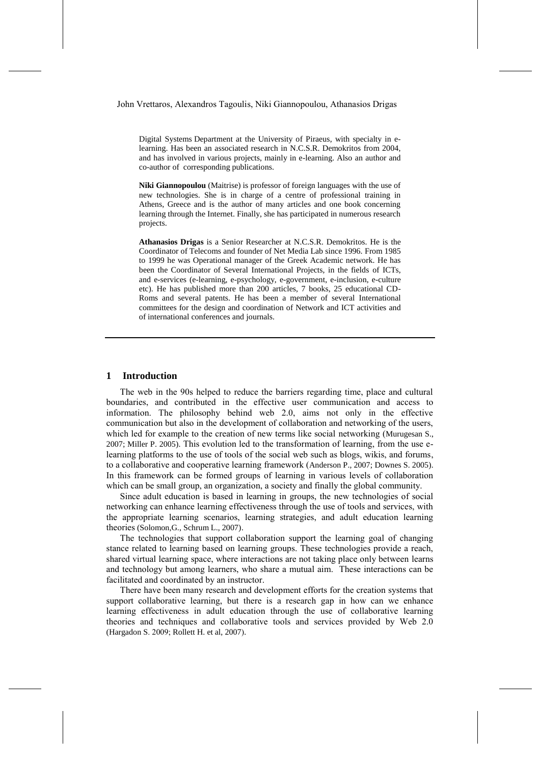Digital Systems Department at the University of Piraeus, with specialty in e-learning. Has been an associated research in N.C.S.R. Demokritos from 2004, and has involved in various projects, mainly in e-learning. Also an author and co-author of corresponding publications.

**Niki Giannopoulou** (Maitrise) is professor of foreign languages with the use of new technologies. She is in charge of a centre of professional training in Athens, Greece and is the author of many articles and one book concerning learning through the Internet. Finally, she has participated in numerous research projects.

**Athanasios Drigas** is a Senior Researcher at N.C.S.R. Demokritos. He is the Coordinator of Telecoms and founder of Net Media Lab since 1996. From 1985 to 1999 he was Operational manager of the Greek Academic network. He has been the Coordinator of Several International Projects, in the fields of ICTs, and e-services (e-learning, e-psychology, e-government, e-inclusion, e-culture etc). He has published more than 200 articles, 7 books, 25 educational CD-Roms and several patents. He has been a member of several International committees for the design and coordination of Network and ICT activities and of international conferences and journals.

---

## 1 Introduction

The web in the 90s helped to reduce the barriers regarding time, place and cultural boundaries, and contributed in the effective user communication and access to information. The philosophy behind web 2.0, aims not only in the effective communication but also in the development of collaboration and networking of the users, which led for example to the creation of new terms like social networking (Murugesan S., 2007; Miller P. 2005). This evolution led to the transformation of learning, from the use e-learning platforms to the use of tools of the social web such as blogs, wikis, and forums, to a collaborative and cooperative learning framework (Anderson P., 2007; Downes S. 2005). In this framework can be formed groups of learning in various levels of collaboration which can be small group, an organization, a society and finally the global community.

Since adult education is based in learning in groups, the new technologies of social networking can enhance learning effectiveness through the use of tools and services, with the appropriate learning scenarios, learning strategies, and adult education learning theories (Solomon,G., Schrum L., 2007).

The technologies that support collaboration support the learning goal of changing stance related to learning based on learning groups. These technologies provide a reach, shared virtual learning space, where interactions are not taking place only between learns and technology but among learners, who share a mutual aim. These interactions can be facilitated and coordinated by an instructor.

There have been many research and development efforts for the creation systems that support collaborative learning, but there is a research gap in how can we enhance learning effectiveness in adult education through the use of collaborative learning theories and techniques and collaborative tools and services provided by Web 2.0 (Hargadon S. 2009; Rollett H. et al, 2007).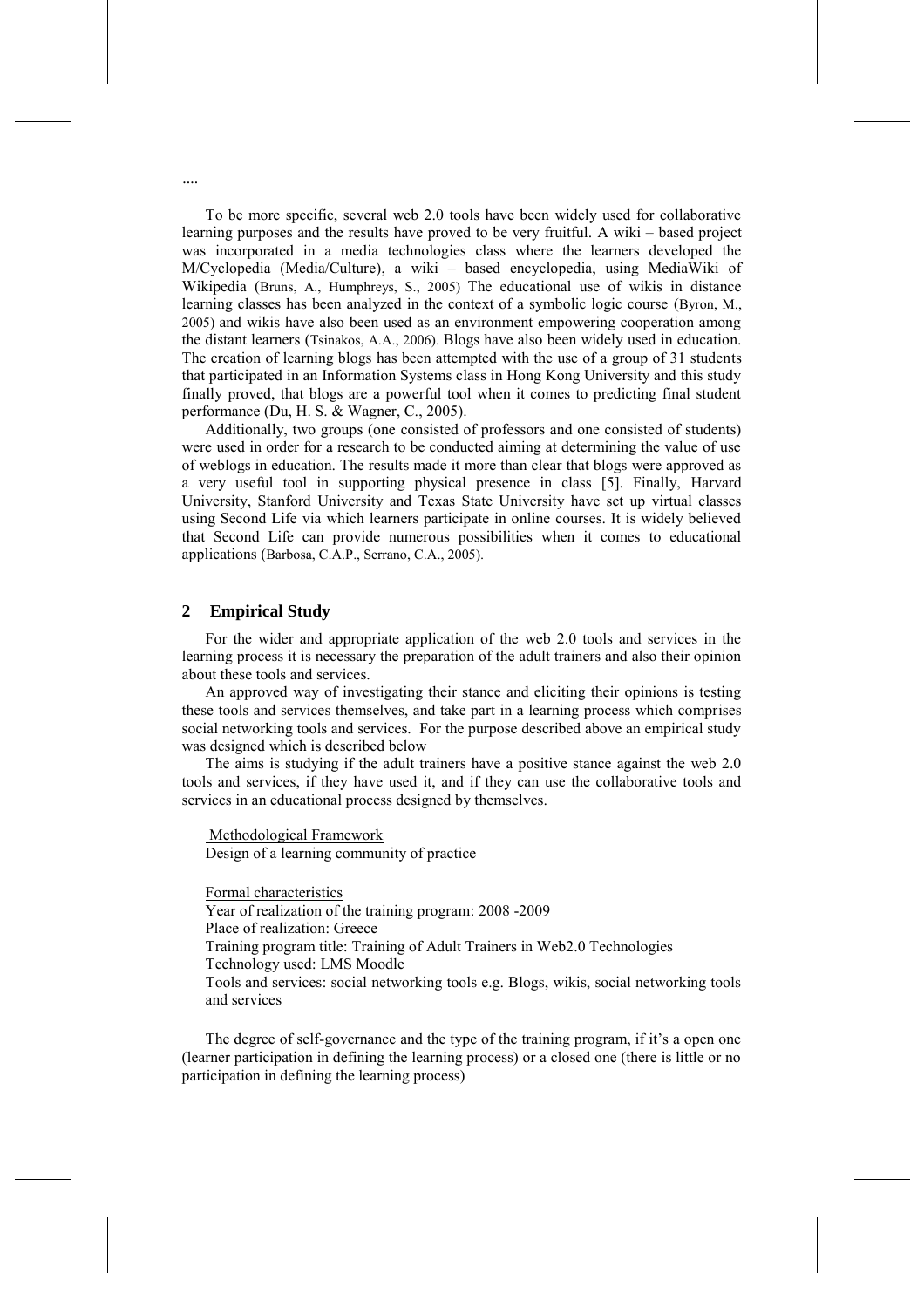....

To be more specific, several web 2.0 tools have been widely used for collaborative learning purposes and the results have proved to be very fruitful. A wiki – based project was incorporated in a media technologies class where the learners developed the M/Cyclopedia (Media/Culture), a wiki – based encyclopedia, using MediaWiki of Wikipedia (Bruns, A., Humphreys, S., 2005) The educational use of wikis in distance learning classes has been analyzed in the context of a symbolic logic course (Byron, M., 2005) and wikis have also been used as an environment empowering cooperation among the distant learners (Tsinakos, A.A., 2006). Blogs have also been widely used in education. The creation of learning blogs has been attempted with the use of a group of 31 students that participated in an Information Systems class in Hong Kong University and this study finally proved, that blogs are a powerful tool when it comes to predicting final student performance (Du, H. S. & Wagner, C., 2005).

Additionally, two groups (one consisted of professors and one consisted of students) were used in order for a research to be conducted aiming at determining the value of use of weblogs in education. The results made it more than clear that blogs were approved as a very useful tool in supporting physical presence in class [5]. Finally, Harvard University, Stanford University and Texas State University have set up virtual classes using Second Life via which learners participate in online courses. It is widely believed that Second Life can provide numerous possibilities when it comes to educational applications (Barbosa, C.A.P., Serrano, C.A., 2005).

## 2 Empirical Study

For the wider and appropriate application of the web 2.0 tools and services in the learning process it is necessary the preparation of the adult trainers and also their opinion about these tools and services.

An approved way of investigating their stance and eliciting their opinions is testing these tools and services themselves, and take part in a learning process which comprises social networking tools and services. For the purpose described above an empirical study was designed which is described below

The aims is studying if the adult trainers have a positive stance against the web 2.0 tools and services, if they have used it, and if they can use the collaborative tools and services in an educational process designed by themselves.

Methodological Framework

Design of a learning community of practice

Formal characteristics

Year of realization of the training program: 2008 -2009

Place of realization: Greece

Training program title: Training of Adult Trainers in Web2.0 Technologies

Technology used: LMS Moodle

Tools and services: social networking tools e.g. Blogs, wikis, social networking tools and services

The degree of self-governance and the type of the training program, if it's a open one (learner participation in defining the learning process) or a closed one (there is little or no participation in defining the learning process)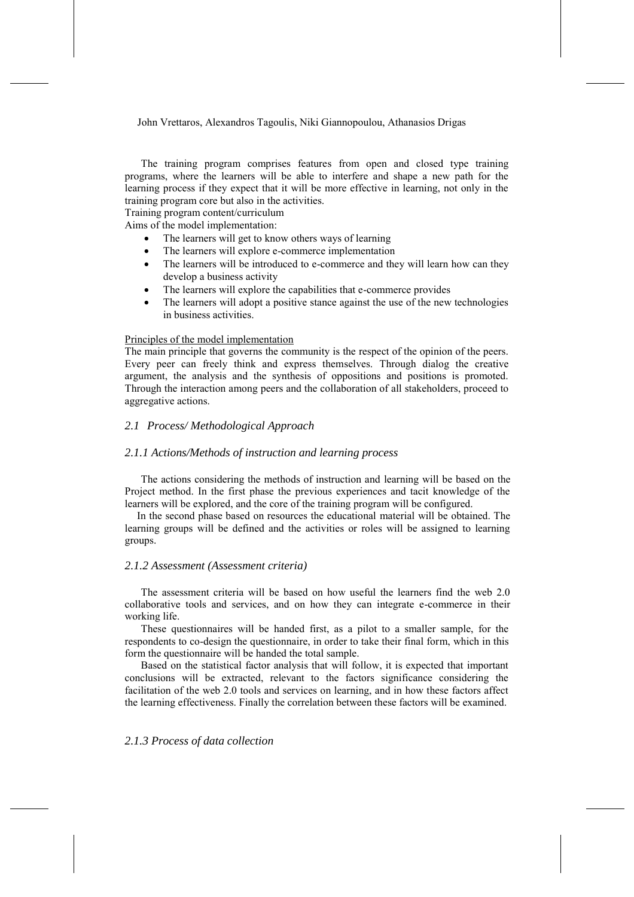The training program comprises features from open and closed type training programs, where the learners will be able to interfere and shape a new path for the learning process if they expect that it will be more effective in learning, not only in the training program core but also in the activities.

Training program content/curriculum

Aims of the model implementation:

- The learners will get to know others ways of learning
- The learners will explore e-commerce implementation
- The learners will be introduced to e-commerce and they will learn how can they develop a business activity
- The learners will explore the capabilities that e-commerce provides
- The learners will adopt a positive stance against the use of the new technologies in business activities.

Principles of the model implementation

The main principle that governs the community is the respect of the opinion of the peers. Every peer can freely think and express themselves. Through dialog the creative argument, the analysis and the synthesis of oppositions and positions is promoted. Through the interaction among peers and the collaboration of all stakeholders, proceed to aggregative actions.

## *2.1 Process/ Methodological Approach*

### *2.1.1 Actions/Methods of instruction and learning process*

The actions considering the methods of instruction and learning will be based on the Project method. In the first phase the previous experiences and tacit knowledge of the learners will be explored, and the core of the training program will be configured.

In the second phase based on resources the educational material will be obtained. The learning groups will be defined and the activities or roles will be assigned to learning groups.

### *2.1.2 Assessment (Assessment criteria)*

The assessment criteria will be based on how useful the learners find the web 2.0 collaborative tools and services, and on how they can integrate e-commerce in their working life.

These questionnaires will be handed first, as a pilot to a smaller sample, for the respondents to co-design the questionnaire, in order to take their final form, which in this form the questionnaire will be handed the total sample.

Based on the statistical factor analysis that will follow, it is expected that important conclusions will be extracted, relevant to the factors significance considering the facilitation of the web 2.0 tools and services on learning, and in how these factors affect the learning effectiveness. Finally the correlation between these factors will be examined.

### *2.1.3 Process of data collection*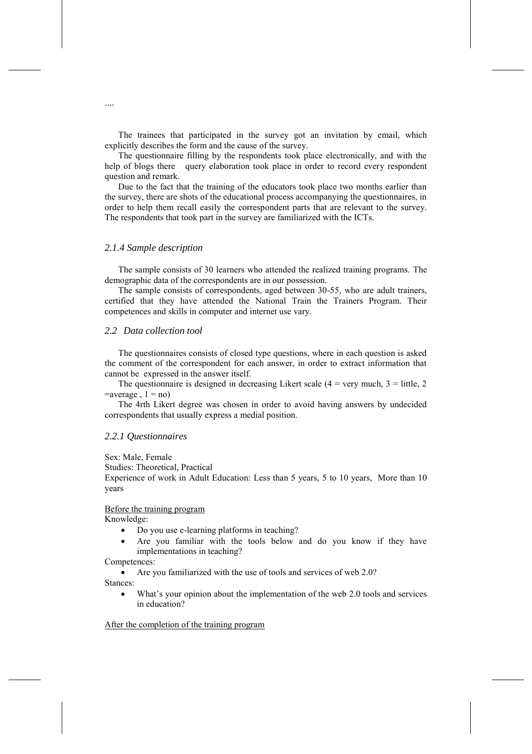....

The trainees that participated in the survey got an invitation by email, which explicitly describes the form and the cause of the survey.

The questionnaire filling by the respondents took place electronically, and with the help of blogs there query elaboration took place in order to record every respondent question and remark.

Due to the fact that the training of the educators took place two months earlier than the survey, there are shots of the educational process accompanying the questionnaires, in order to help them recall easily the correspondent parts that are relevant to the survey. The respondents that took part in the survey are familiarized with the ICTs.

### *2.1.4 Sample description*

The sample consists of 30 learners who attended the realized training programs. The demographic data of the correspondents are in our possession.

The sample consists of correspondents, aged between 30-55, who are adult trainers, certified that they have attended the National Train the Trainers Program. Their competences and skills in computer and internet use vary.

## *2.2 Data collection tool*

The questionnaires consists of closed type questions, where in each question is asked the comment of the correspondent for each answer, in order to extract information that cannot be expressed in the answer itself.

The questionnaire is designed in decreasing Likert scale (4 = very much, 3 = little, 2 =average , 1 = no)

The 4rth Likert degree was chosen in order to avoid having answers by undecided correspondents that usually express a medial position.

### *2.2.1 Questionnaires*

Sex: Male, Female
Studies: Theoretical, Practical
Experience of work in Adult Education: Less than 5 years, 5 to 10 years, More than 10 years

<u>Before the training program</u>
Knowledge:

- Do you use e-learning platforms in teaching?
- Are you familiar with the tools below and do you know if they have implementations in teaching?

Competences:

- Are you familiarized with the use of tools and services of web 2.0?

Stances:

- What's your opinion about the implementation of the web 2.0 tools and services in education?

<u>After the completion of the training program</u>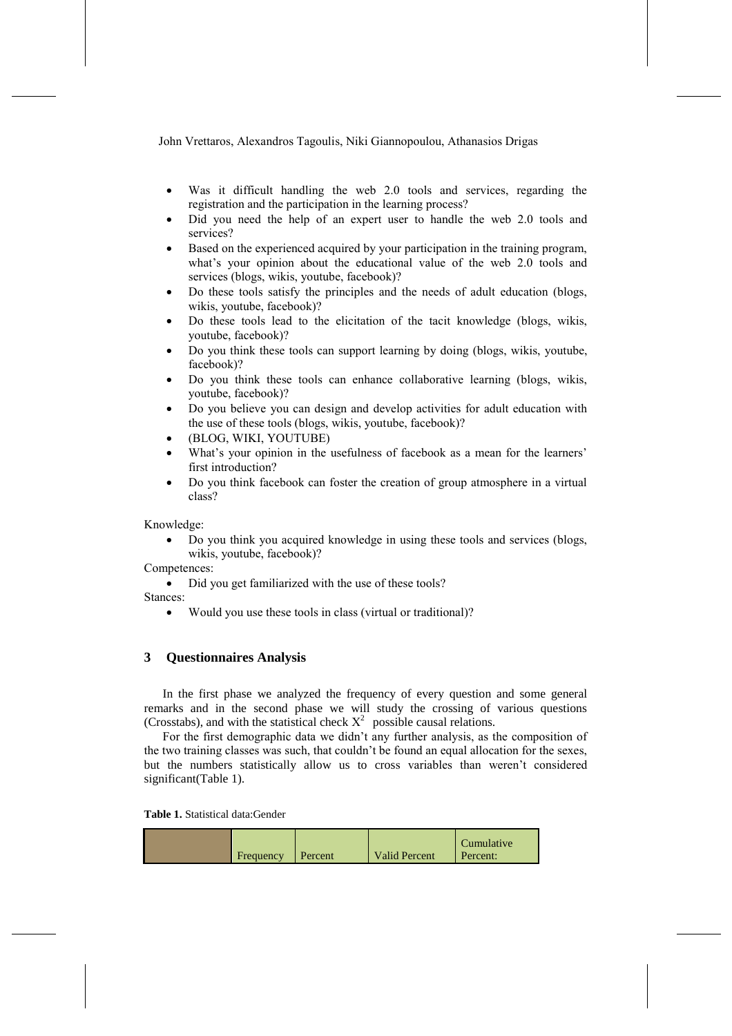- Was it difficult handling the web 2.0 tools and services, regarding the registration and the participation in the learning process?
- Did you need the help of an expert user to handle the web 2.0 tools and services?
- Based on the experienced acquired by your participation in the training program, what's your opinion about the educational value of the web 2.0 tools and services (blogs, wikis, youtube, facebook)?
- Do these tools satisfy the principles and the needs of adult education (blogs, wikis, youtube, facebook)?
- Do these tools lead to the elicitation of the tacit knowledge (blogs, wikis, youtube, facebook)?
- Do you think these tools can support learning by doing (blogs, wikis, youtube, facebook)?
- Do you think these tools can enhance collaborative learning (blogs, wikis, youtube, facebook)?
- Do you believe you can design and develop activities for adult education with the use of these tools (blogs, wikis, youtube, facebook)?
- (BLOG, WIKI, YOUTUBE)
- What's your opinion in the usefulness of facebook as a mean for the learners' first introduction?
- Do you think facebook can foster the creation of group atmosphere in a virtual class?

Knowledge:

- Do you think you acquired knowledge in using these tools and services (blogs, wikis, youtube, facebook)?

Competences:

- Did you get familiarized with the use of these tools?

Stances:

- Would you use these tools in class (virtual or traditional)?

## 3 Questionnaires Analysis

In the first phase we analyzed the frequency of every question and some general remarks and in the second phase we will study the crossing of various questions (Crosstabs), and with the statistical check $X^2$ possible causal relations.

For the first demographic data we didn't any further analysis, as the composition of the two training classes was such, that couldn't be found an equal allocation for the sexes, but the numbers statistically allow us to cross variables than weren't considered significant(Table 1).

**Table 1.** Statistical data:Gender

| | Frequency | Percent | Valid Percent | Cumulative Percent: |
|---|---|---|---|---|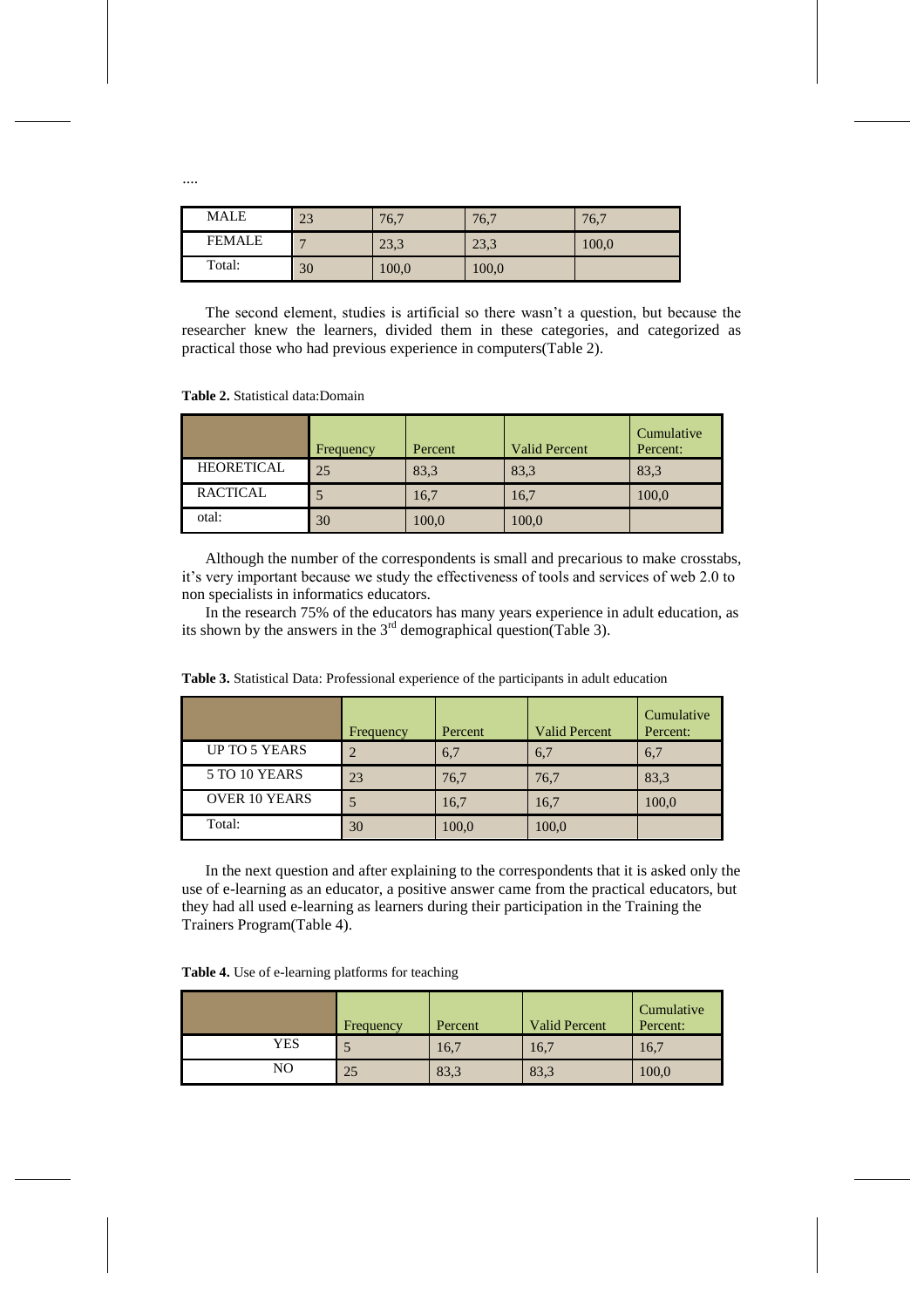....

| MALE | 23 | 76,7 | 76,7 | 76,7 |
|---|---|---|---|---|
| FEMALE | 7 | 23,3 | 23,3 | 100,0 |
| Total: | 30 | 100,0 | 100,0 | |

The second element, studies is artificial so there wasn't a question, but because the researcher knew the learners, divided them in these categories, and categorized as practical those who had previous experience in computers(Table 2).

**Table 2.** Statistical data:Domain

| | Frequency | Percent | Valid Percent | Cumulative Percent: |
|---|---|---|---|---|
| HEORETICAL | 25 | 83,3 | 83,3 | 83,3 |
| RACTICAL | 5 | 16,7 | 16,7 | 100,0 |
| otal: | 30 | 100,0 | 100,0 | |

Although the number of the correspondents is small and precarious to make crosstabs, it's very important because we study the effectiveness of tools and services of web 2.0 to non specialists in informatics educators.

In the research 75% of the educators has many years experience in adult education, as its shown by the answers in the 3rd demographical question(Table 3).

**Table 3.** Statistical Data: Professional experience of the participants in adult education

| | Frequency | Percent | Valid Percent | Cumulative Percent: |
|---|---|---|---|---|
| UP TO 5 YEARS | 2 | 6,7 | 6,7 | 6,7 |
| 5 TO 10 YEARS | 23 | 76,7 | 76,7 | 83,3 |
| OVER 10 YEARS | 5 | 16,7 | 16,7 | 100,0 |
| Total: | 30 | 100,0 | 100,0 | |

In the next question and after explaining to the correspondents that it is asked only the use of e-learning as an educator, a positive answer came from the practical educators, but they had all used e-learning as learners during their participation in the Training the Trainers Program(Table 4).

**Table 4.** Use of e-learning platforms for teaching

| | Frequency | Percent | Valid Percent | Cumulative Percent: |
|---|---|---|---|---|
| YES | 5 | 16,7 | 16,7 | 16,7 |
| NO | 25 | 83,3 | 83,3 | 100,0 |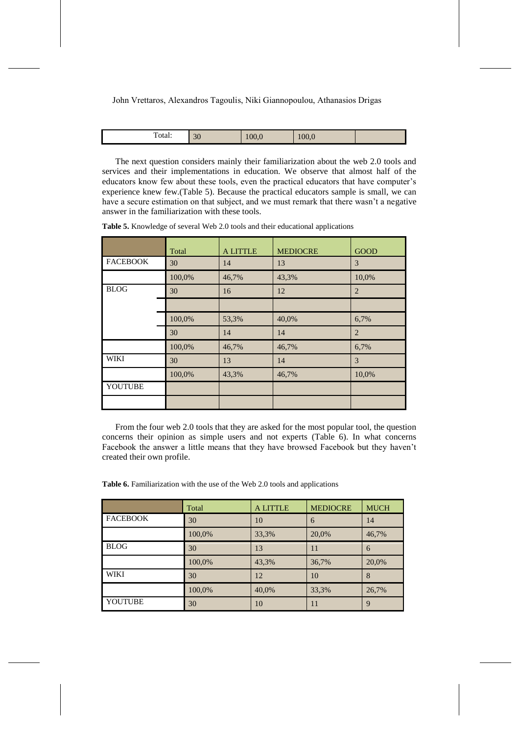| Total: | 30 | 100,0 | 100,0 | |
|---|---|---|---|---|

The next question considers mainly their familiarization about the web 2.0 tools and services and their implementations in education. We observe that almost half of the educators know few about these tools, even the practical educators that have computer's experience knew few.(Table 5). Because the practical educators sample is small, we can have a secure estimation on that subject, and we must remark that there wasn't a negative answer in the familiarization with these tools.

**Table 5.** Knowledge of several Web 2.0 tools and their educational applications

| | Total | A LITTLE | MEDIOCRE | GOOD |
|---|---|---|---|---|
| FACEBOOK | 30 | 14 | 13 | 3 |
| | 100,0% | 46,7% | 43,3% | 10,0% |
| BLOG | 30 | 16 | 12 | 2 |
| | | | | |
| | 100,0% | 53,3% | 40,0% | 6,7% |
| | 30 | 14 | 14 | 2 |
| | 100,0% | 46,7% | 46,7% | 6,7% |
| WIKI | 30 | 13 | 14 | 3 |
| | 100,0% | 43,3% | 46,7% | 10,0% |
| YOUTUBE | | | | |
| | | | | |

From the four web 2.0 tools that they are asked for the most popular tool, the question concerns their opinion as simple users and not experts (Table 6). In what concerns Facebook the answer a little means that they have browsed Facebook but they haven't created their own profile.

**Table 6.** Familiarization with the use of the Web 2.0 tools and applications

| | Total | A LITTLE | MEDIOCRE | MUCH |
|---|---|---|---|---|
| FACEBOOK | 30 | 10 | 6 | 14 |
| | 100,0% | 33,3% | 20,0% | 46,7% |
| BLOG | 30 | 13 | 11 | 6 |
| | 100,0% | 43,3% | 36,7% | 20,0% |
| WIKI | 30 | 12 | 10 | 8 |
| | 100,0% | 40,0% | 33,3% | 26,7% |
| YOUTUBE | 30 | 10 | 11 | 9 |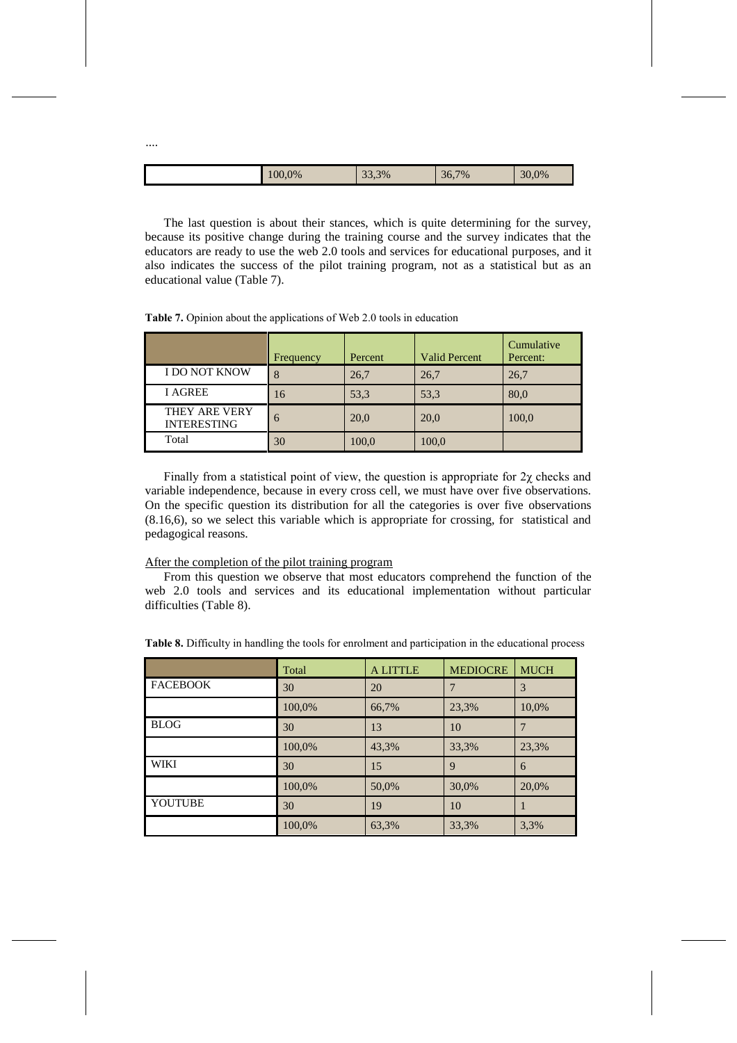....

| | 100,0% | 33,3% | 36,7% | 30,0% |
|---|---|---|---|---|

The last question is about their stances, which is quite determining for the survey, because its positive change during the training course and the survey indicates that the educators are ready to use the web 2.0 tools and services for educational purposes, and it also indicates the success of the pilot training program, not as a statistical but as an educational value (Table 7).

**Table 7.** Opinion about the applications of Web 2.0 tools in education

| | Frequency | Percent | Valid Percent | Cumulative Percent: |
|---|---|---|---|---|
| I DO NOT KNOW | 8 | 26,7 | 26,7 | 26,7 |
| I AGREE | 16 | 53,3 | 53,3 | 80,0 |
| THEY ARE VERY INTERESTING | 6 | 20,0 | 20,0 | 100,0 |
| Total | 30 | 100,0 | 100,0 | |

Finally from a statistical point of view, the question is appropriate for 2χ checks and variable independence, because in every cross cell, we must have over five observations. On the specific question its distribution for all the categories is over five observations (8.16,6), so we select this variable which is appropriate for crossing, for statistical and pedagogical reasons.

After the completion of the pilot training program

From this question we observe that most educators comprehend the function of the web 2.0 tools and services and its educational implementation without particular difficulties (Table 8).

**Table 8.** Difficulty in handling the tools for enrolment and participation in the educational process

| | Total | A LITTLE | MEDIOCRE | MUCH |
|---|---|---|---|---|
| FACEBOOK | 30 | 20 | 7 | 3 |
| | 100,0% | 66,7% | 23,3% | 10,0% |
| BLOG | 30 | 13 | 10 | 7 |
| | 100,0% | 43,3% | 33,3% | 23,3% |
| WIKI | 30 | 15 | 9 | 6 |
| | 100,0% | 50,0% | 30,0% | 20,0% |
| YOUTUBE | 30 | 19 | 10 | 1 |
| | 100,0% | 63,3% | 33,3% | 3,3% |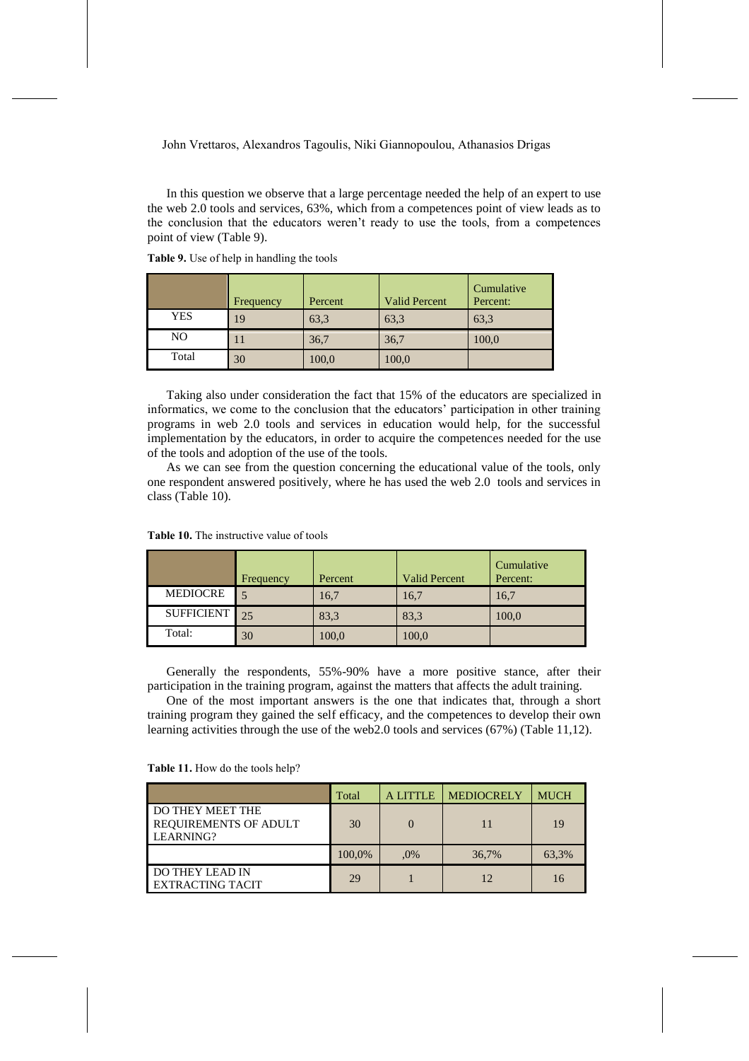In this question we observe that a large percentage needed the help of an expert to use the web 2.0 tools and services, 63%, which from a competences point of view leads as to the conclusion that the educators weren't ready to use the tools, from a competences point of view (Table 9).

**Table 9.** Use of help in handling the tools

| | Frequency | Percent | Valid Percent | Cumulative Percent: |
|---|---|---|---|---|
| YES | 19 | 63,3 | 63,3 | 63,3 |
| NO | 11 | 36,7 | 36,7 | 100,0 |
| Total | 30 | 100,0 | 100,0 | |

Taking also under consideration the fact that 15% of the educators are specialized in informatics, we come to the conclusion that the educators' participation in other training programs in web 2.0 tools and services in education would help, for the successful implementation by the educators, in order to acquire the competences needed for the use of the tools and adoption of the use of the tools.

As we can see from the question concerning the educational value of the tools, only one respondent answered positively, where he has used the web 2.0 tools and services in class (Table 10).

**Table 10.** The instructive value of tools

| | Frequency | Percent | Valid Percent | Cumulative Percent: |
|---|---|---|---|---|
| MEDIOCRE | 5 | 16,7 | 16,7 | 16,7 |
| SUFFICIENT | 25 | 83,3 | 83,3 | 100,0 |
| Total: | 30 | 100,0 | 100,0 | |

Generally the respondents, 55%-90% have a more positive stance, after their participation in the training program, against the matters that affects the adult training.

One of the most important answers is the one that indicates that, through a short training program they gained the self efficacy, and the competences to develop their own learning activities through the use of the web2.0 tools and services (67%) (Table 11,12).

**Table 11.** How do the tools help?

| | Total | A LITTLE | MEDIOCRELY | MUCH |
|---|---|---|---|---|
| DO THEY MEET THE REQUIREMENTS OF ADULT LEARNING? | 30 | 0 | 11 | 19 |
| | 100,0% | ,0% | 36,7% | 63,3% |
| DO THEY LEAD IN EXTRACTING TACIT | 29 | 1 | 12 | 16 |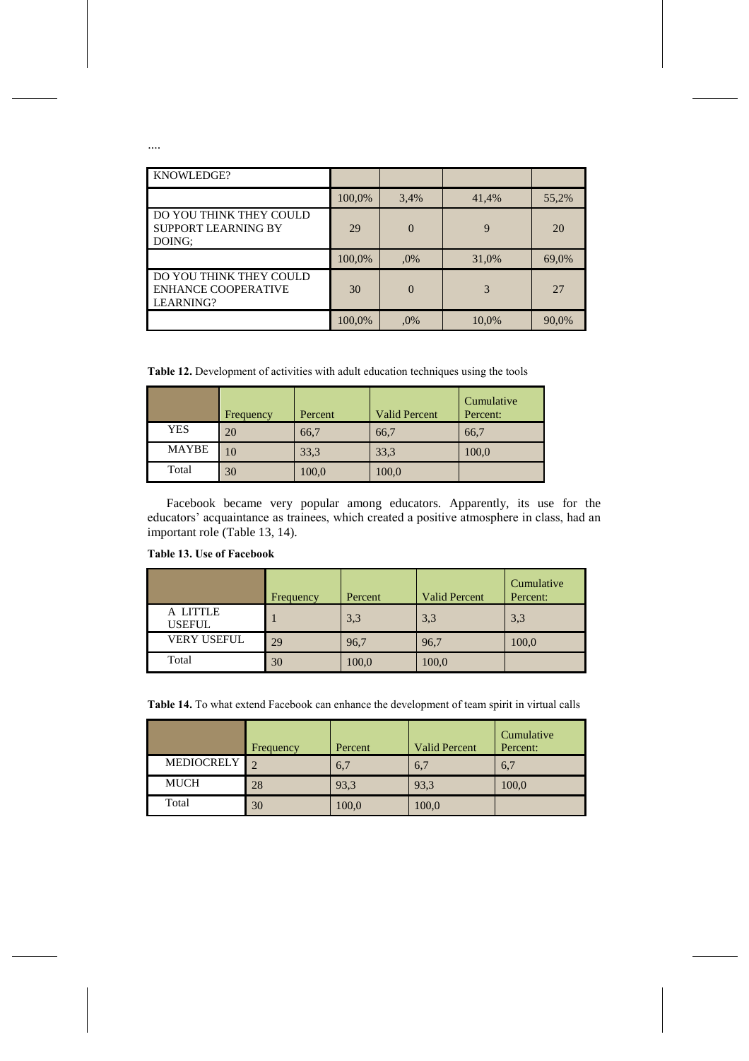....

| KNOWLEDGE? | | | | |
|---|---|---|---|---|
| | 100,0% | 3,4% | 41,4% | 55,2% |
| DO YOU THINK THEY COULD SUPPORT LEARNING BY DOING; | 29 | 0 | 9 | 20 |
| | 100,0% | ,0% | 31,0% | 69,0% |
| DO YOU THINK THEY COULD ENHANCE COOPERATIVE LEARNING? | 30 | 0 | 3 | 27 |
| | 100,0% | ,0% | 10,0% | 90,0% |

**Table 12.** Development of activities with adult education techniques using the tools

| | Frequency | Percent | Valid Percent | Cumulative Percent: |
|---|---|---|---|---|
| YES | 20 | 66,7 | 66,7 | 66,7 |
| MAYBE | 10 | 33,3 | 33,3 | 100,0 |
| Total | 30 | 100,0 | 100,0 | |

Facebook became very popular among educators. Apparently, its use for the educators' acquaintance as trainees, which created a positive atmosphere in class, had an important role (Table 13, 14).

**Table 13. Use of Facebook**

| | Frequency | Percent | Valid Percent | Cumulative Percent: |
|---|---|---|---|---|
| A LITTLE USEFUL | 1 | 3,3 | 3,3 | 3,3 |
| VERY USEFUL | 29 | 96,7 | 96,7 | 100,0 |
| Total | 30 | 100,0 | 100,0 | |

**Table 14.** To what extend Facebook can enhance the development of team spirit in virtual calls

| | Frequency | Percent | Valid Percent | Cumulative Percent: |
|---|---|---|---|---|
| MEDIOCRELY | 2 | 6,7 | 6,7 | 6,7 |
| MUCH | 28 | 93,3 | 93,3 | 100,0 |
| Total | 30 | 100,0 | 100,0 | |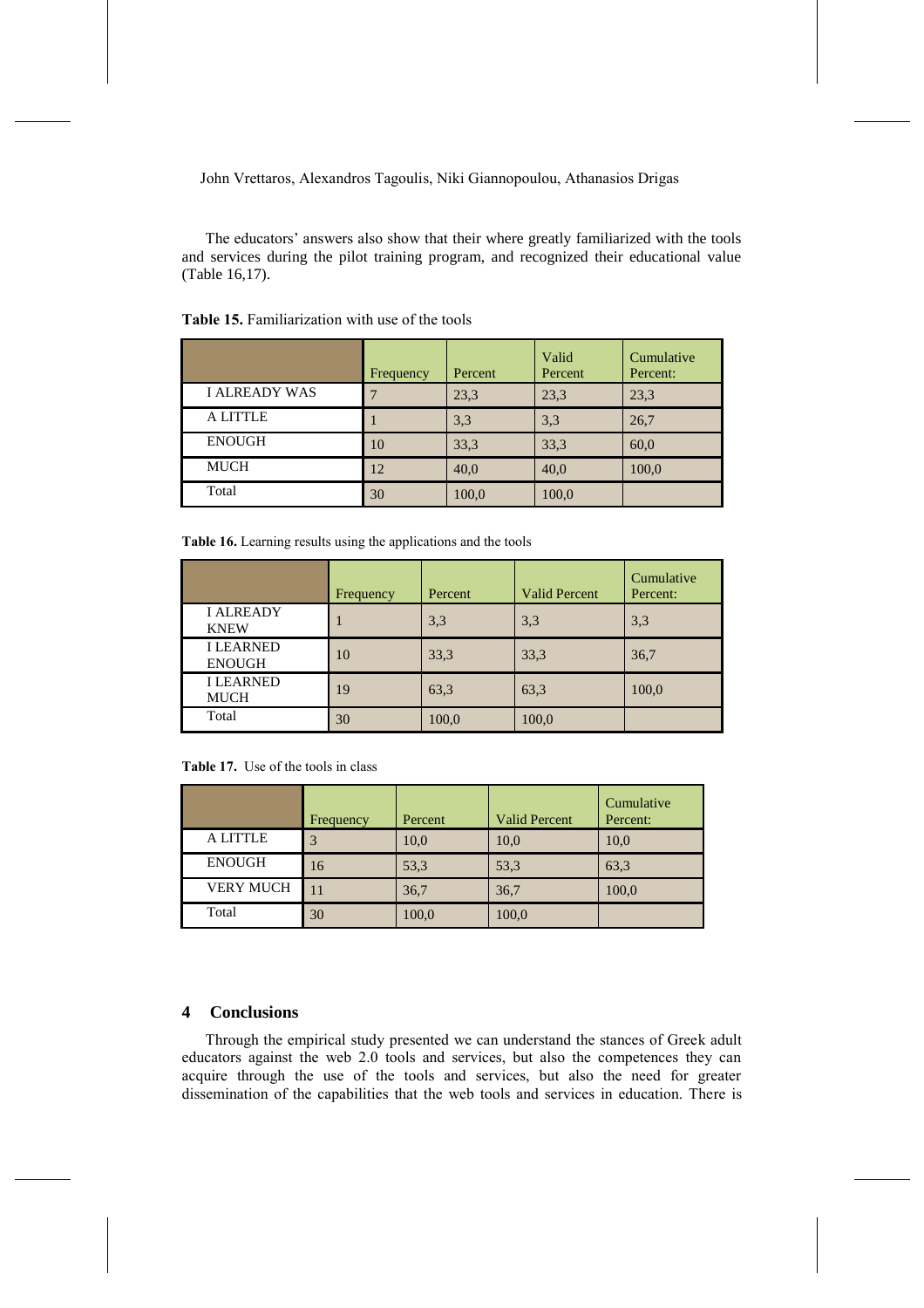The educators' answers also show that their where greatly familiarized with the tools and services during the pilot training program, and recognized their educational value (Table 16,17).

**Table 15.** Familiarization with use of the tools

| | Frequency | Percent | Valid Percent | Cumulative Percent: |
|---|---|---|---|---|
| I ALREADY WAS | 7 | 23,3 | 23,3 | 23,3 |
| A LITTLE | 1 | 3,3 | 3,3 | 26,7 |
| ENOUGH | 10 | 33,3 | 33,3 | 60,0 |
| MUCH | 12 | 40,0 | 40,0 | 100,0 |
| Total | 30 | 100,0 | 100,0 | |

**Table 16.** Learning results using the applications and the tools

| | Frequency | Percent | Valid Percent | Cumulative Percent: |
|---|---|---|---|---|
| I ALREADY KNEW | 1 | 3,3 | 3,3 | 3,3 |
| I LEARNED ENOUGH | 10 | 33,3 | 33,3 | 36,7 |
| I LEARNED MUCH | 19 | 63,3 | 63,3 | 100,0 |
| Total | 30 | 100,0 | 100,0 | |

**Table 17.** Use of the tools in class

| | Frequency | Percent | Valid Percent | Cumulative Percent: |
|---|---|---|---|---|
| A LITTLE | 3 | 10,0 | 10,0 | 10,0 |
| ENOUGH | 16 | 53,3 | 53,3 | 63,3 |
| VERY MUCH | 11 | 36,7 | 36,7 | 100,0 |
| Total | 30 | 100,0 | 100,0 | |

## 4 Conclusions

Through the empirical study presented we can understand the stances of Greek adult educators against the web 2.0 tools and services, but also the competences they can acquire through the use of the tools and services, but also the need for greater dissemination of the capabilities that the web tools and services in education. There is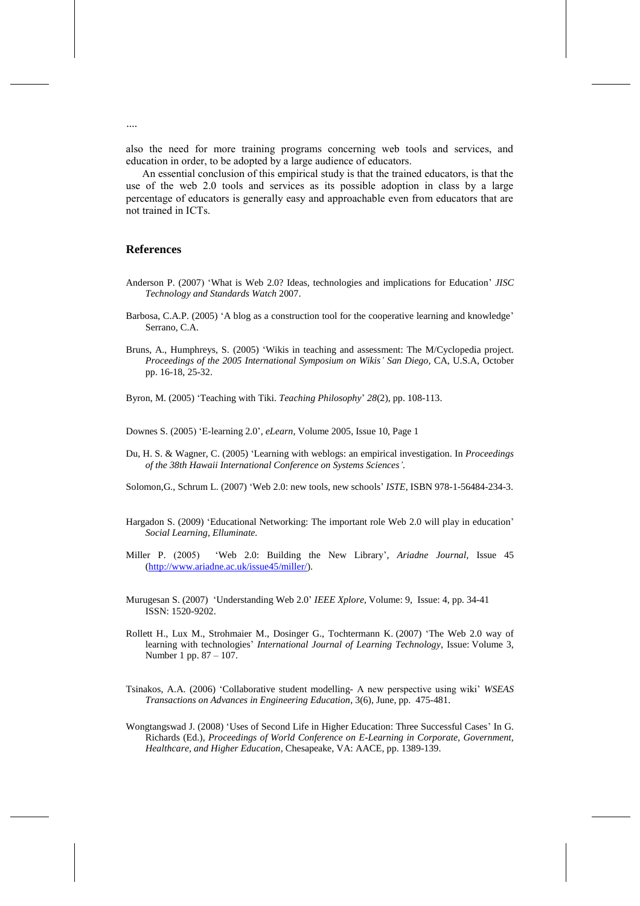….

also the need for more training programs concerning web tools and services, and education in order, to be adopted by a large audience of educators.

An essential conclusion of this empirical study is that the trained educators, is that the use of the web 2.0 tools and services as its possible adoption in class by a large percentage of educators is generally easy and approachable even from educators that are not trained in ICTs.

## References

Anderson P. (2007) 'What is Web 2.0? Ideas, technologies and implications for Education' *JISC Technology and Standards Watch* 2007.

Barbosa, C.A.P. (2005) 'A blog as a construction tool for the cooperative learning and knowledge' Serrano, C.A.

Bruns, A., Humphreys, S. (2005) 'Wikis in teaching and assessment: The M/Cyclopedia project. *Proceedings of the 2005 International Symposium on Wikis' San Diego*, CA, U.S.A, October pp. 16-18, 25-32.

Byron, M. (2005) 'Teaching with Tiki. *Teaching Philosophy*' *28*(2), pp. 108-113.

Downes S. (2005) 'E-learning 2.0', *eLearn*, Volume 2005, Issue 10, Page 1

Du, H. S. & Wagner, C. (2005) 'Learning with weblogs: an empirical investigation. In *Proceedings of the 38th Hawaii International Conference on Systems Sciences'*.

Solomon,G., Schrum L. (2007) 'Web 2.0: new tools, new schools' *ISTE*, ISBN 978-1-56484-234-3.

Hargadon S. (2009) 'Educational Networking: The important role Web 2.0 will play in education' *Social Learning, Elluminate.*

Miller P. (2005) 'Web 2.0: Building the New Library', *Ariadne Journal*, Issue 45 (http://www.ariadne.ac.uk/issue45/miller/).

Murugesan S. (2007) 'Understanding Web 2.0' *IEEE Xplore*, Volume: 9, Issue: 4, pp. 34-41 ISSN: 1520-9202.

Rollett H., Lux M., Strohmaier M., Dosinger G., Tochtermann K. (2007) 'The Web 2.0 way of learning with technologies' *International Journal of Learning Technology*, Issue: Volume 3, Number 1 pp. 87 – 107.

Tsinakos, A.A. (2006) 'Collaborative student modelling- A new perspective using wiki' *WSEAS Transactions on Advances in Engineering Education*, 3(6), June, pp. 475-481.

Wongtangswad J. (2008) 'Uses of Second Life in Higher Education: Three Successful Cases' In G. Richards (Ed.), *Proceedings of World Conference on E-Learning in Corporate, Government, Healthcare, and Higher Education*, Chesapeake, VA: AACE, pp. 1389-139.